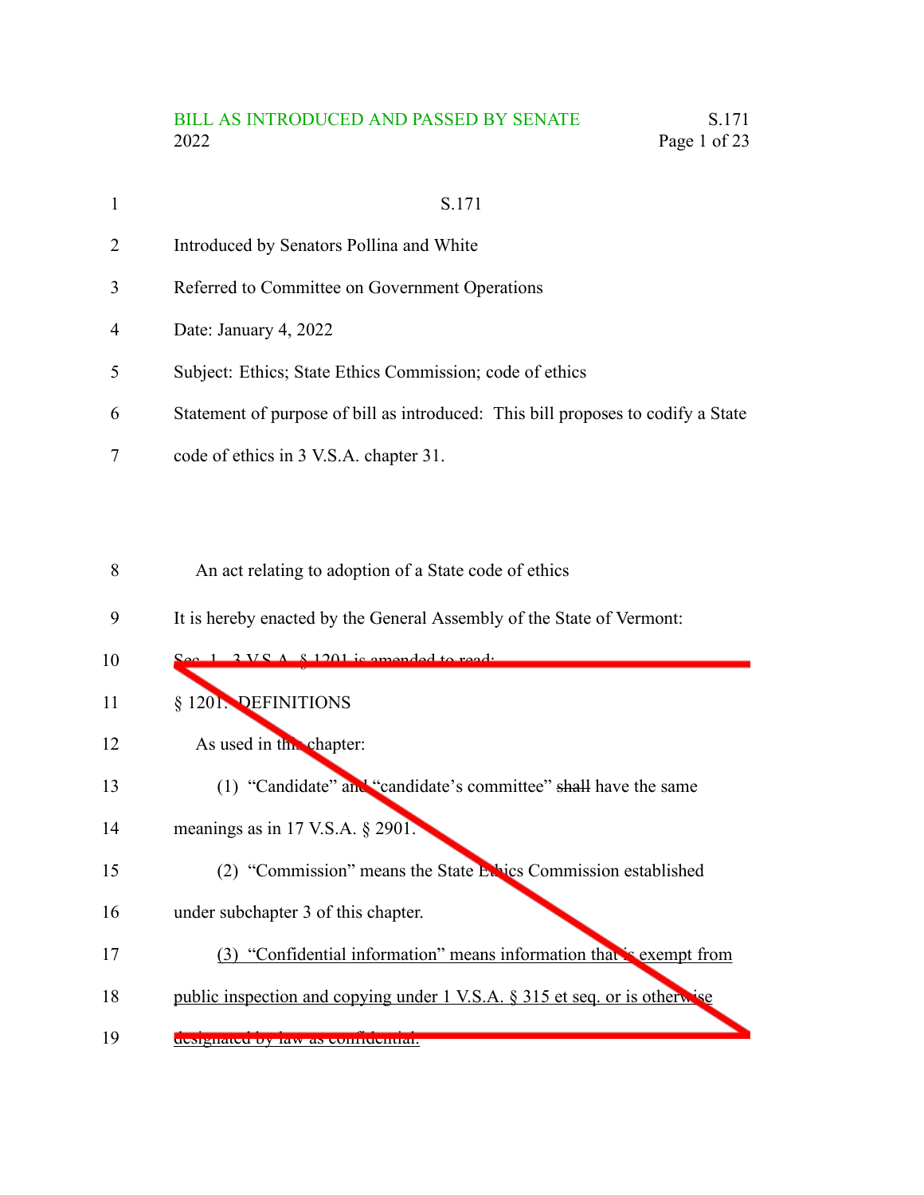S.171

Introduced by Senators Pollina and White

Referred to Committee on Government Operations

Date: January 4, 2022

Subject: Ethics; State Ethics Commission; code of ethics

Statement of purpose of bill as introduced: This bill proposes to codify a State code of ethics in 3 V.S.A. chapter 31.

An act relating to adoption of a State code of ethics

It is hereby enacted by the General Assembly of the State of Vermont:

Sec. 1. 3 V.S.A. § 1201 is amended to read:

§ 1201. DEFINITIONS

As used in this chapter:

(1) "Candidate" and "candidate's committee" ~~shall~~ have the same meanings as in 17 V.S.A. § 2901.

(2) "Commission" means the State Ethics Commission established under subchapter 3 of this chapter.

<u>(3) "Confidential information" means information that is exempt from public inspection and copying under 1 V.S.A. § 315 et seq. or is otherwise designated by law as confidential.</u>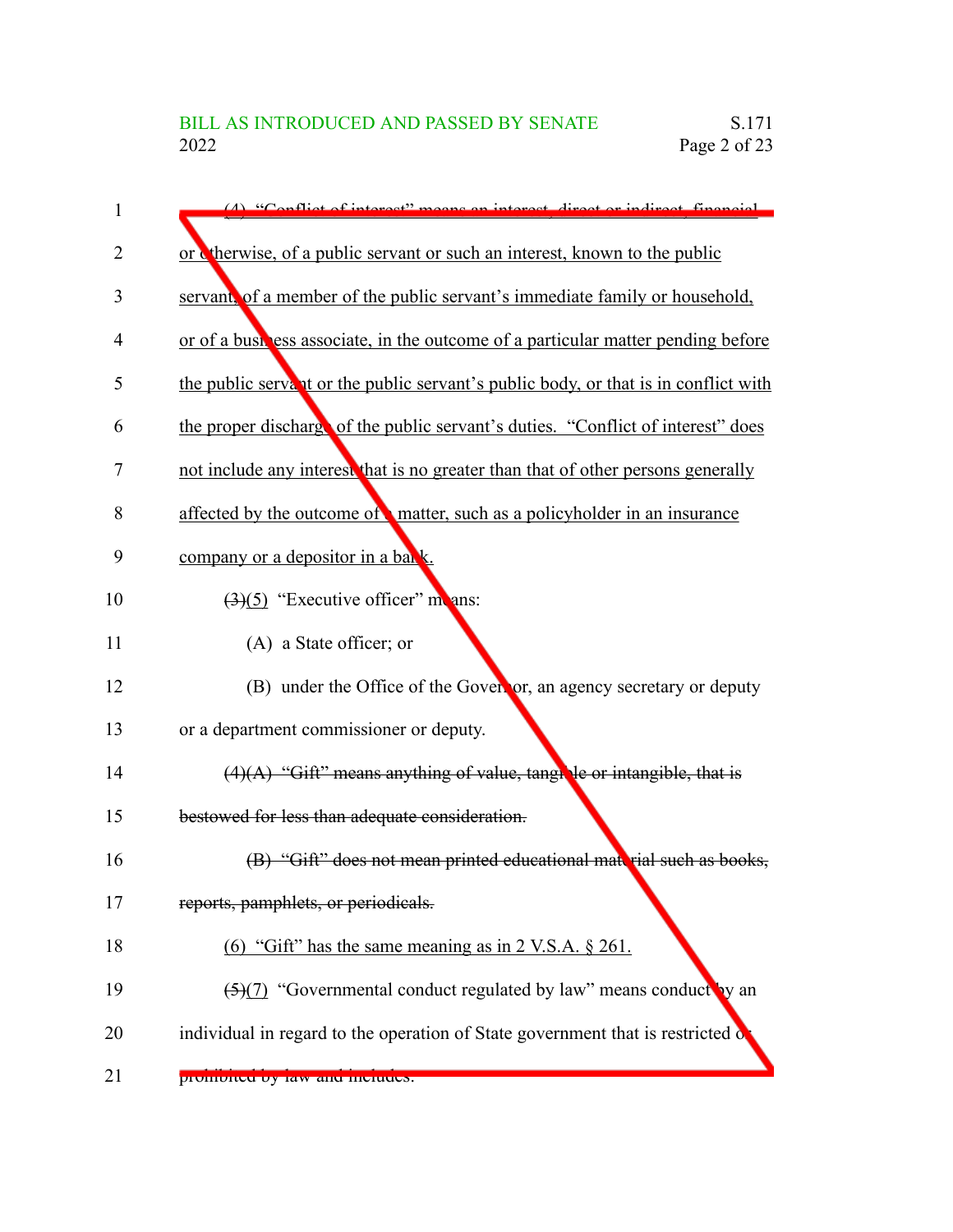(4) "Conflict of interest" means an interest, direct or indirect, financial or otherwise, of a public servant or such an interest, known to the public servant, of a member of the public servant's immediate family or household, or of a business associate, in the outcome of a particular matter pending before the public servant or the public servant's public body, or that is in conflict with the proper discharge of the public servant's duties. "Conflict of interest" does not include any interest that is no greater than that of other persons generally affected by the outcome of a matter, such as a policyholder in an insurance company or a depositor in a bank.

~~(3)~~(5) "Executive officer" means:

(A) a State officer; or

(B) under the Office of the Governor, an agency secretary or deputy or a department commissioner or deputy.

~~(4)(A) "Gift" means anything of value, tangible or intangible, that is bestowed for less than adequate consideration.~~

~~(B) "Gift" does not mean printed educational material such as books, reports, pamphlets, or periodicals.~~

(6) "Gift" has the same meaning as in 2 V.S.A. § 261.

~~(5)~~(7) "Governmental conduct regulated by law" means conduct by an individual in regard to the operation of State government that is restricted or prohibited by law and includes: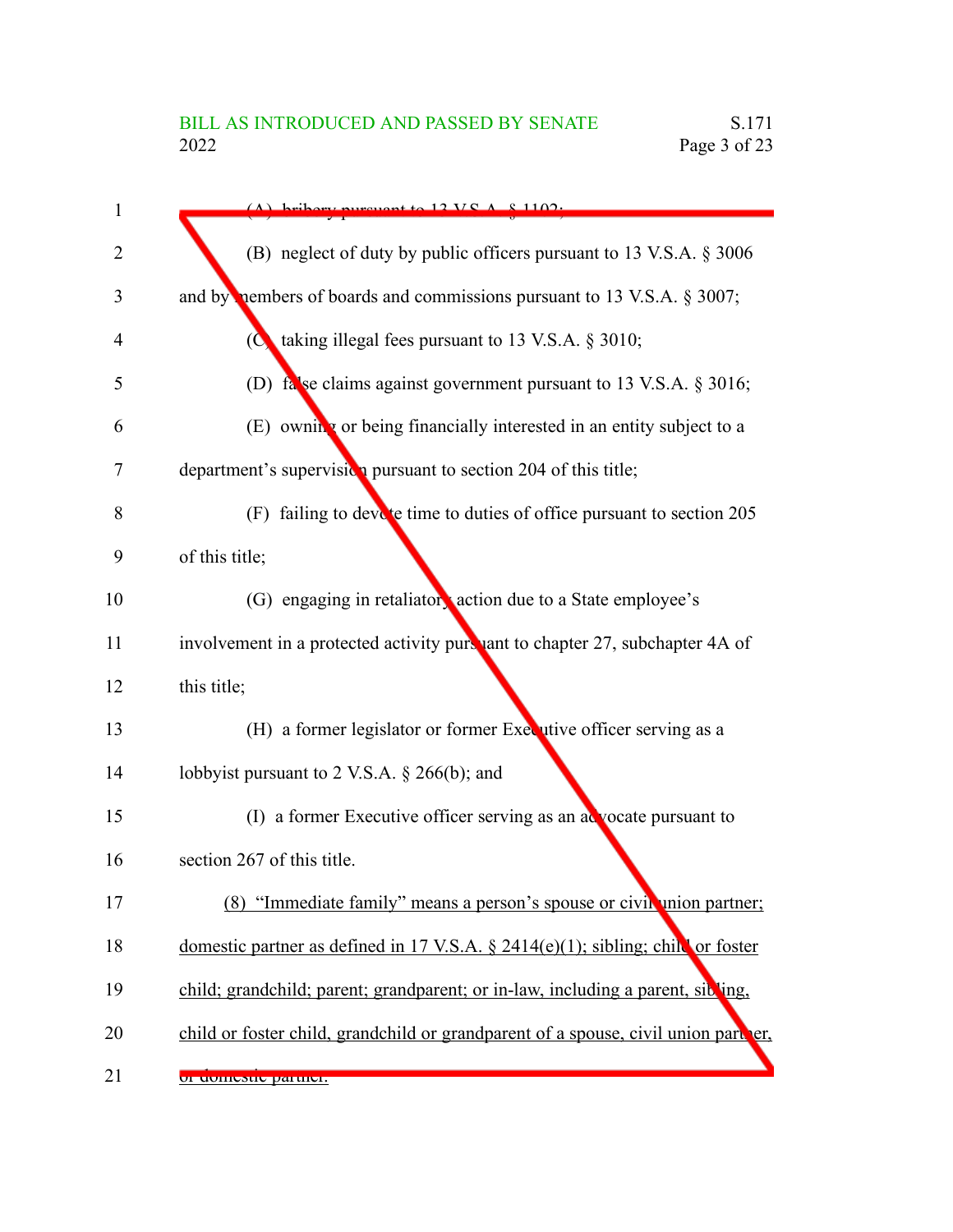(A) bribery pursuant to 13 V.S.A. § 1102;

(B) neglect of duty by public officers pursuant to 13 V.S.A. § 3006 and by members of boards and commissions pursuant to 13 V.S.A. § 3007;

(C) taking illegal fees pursuant to 13 V.S.A. § 3010;

(D) false claims against government pursuant to 13 V.S.A. § 3016;

(E) owning or being financially interested in an entity subject to a department's supervision pursuant to section 204 of this title;

(F) failing to devote time to duties of office pursuant to section 205 of this title;

(G) engaging in retaliatory action due to a State employee's involvement in a protected activity pursuant to chapter 27, subchapter 4A of this title;

(H) a former legislator or former Executive officer serving as a lobbyist pursuant to 2 V.S.A. § 266(b); and

(I) a former Executive officer serving as an advocate pursuant to section 267 of this title.

(8) "Immediate family" means a person's spouse or civil union partner; domestic partner as defined in 17 V.S.A. § 2414(e)(1); sibling; child or foster child; grandchild; parent; grandparent; or in-law, including a parent, sibling, child or foster child, grandchild or grandparent of a spouse, civil union partner, or domestic partner.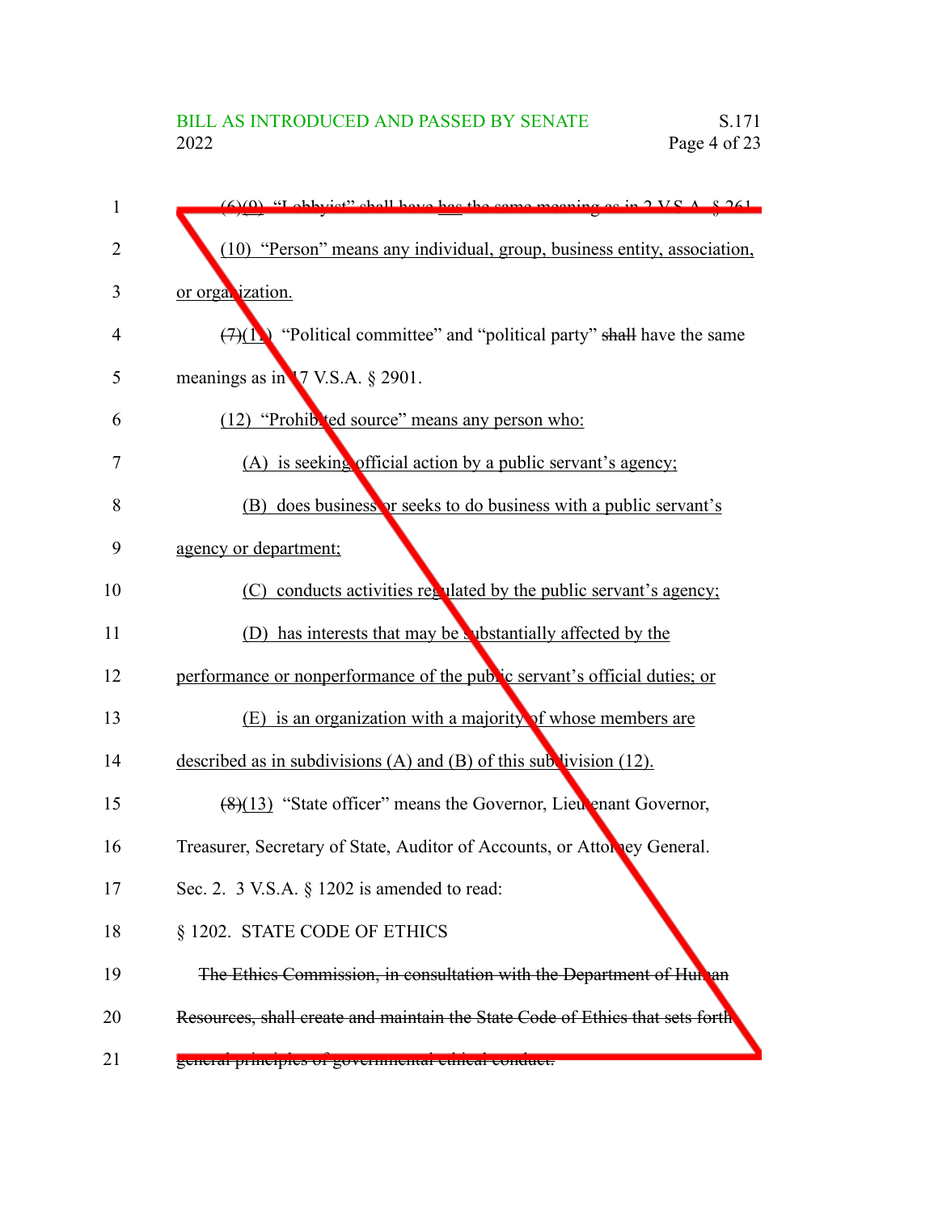(6)(9) "Lobbyist" shall have has the same meaning as in 2 V.S.A. § 261.

(10) "Person" means any individual, group, business entity, association, or organization.

(7)(11) "Political committee" and "political party" shall have the same meanings as in 17 V.S.A. § 2901.

(12) "Prohibited source" means any person who:

(A) is seeking official action by a public servant's agency;

(B) does business or seeks to do business with a public servant's agency or department;

(C) conducts activities regulated by the public servant's agency;

(D) has interests that may be substantially affected by the performance or nonperformance of the public servant's official duties; or

(E) is an organization with a majority of whose members are described as in subdivisions (A) and (B) of this subdivision (12).

(8)(13) "State officer" means the Governor, Lieutenant Governor, Treasurer, Secretary of State, Auditor of Accounts, or Attorney General.

Sec. 2. 3 V.S.A. § 1202 is amended to read:

§ 1202. STATE CODE OF ETHICS

~~The Ethics Commission, in consultation with the Department of Human Resources, shall create and maintain the State Code of Ethics that sets forth general principles of governmental ethical conduct.~~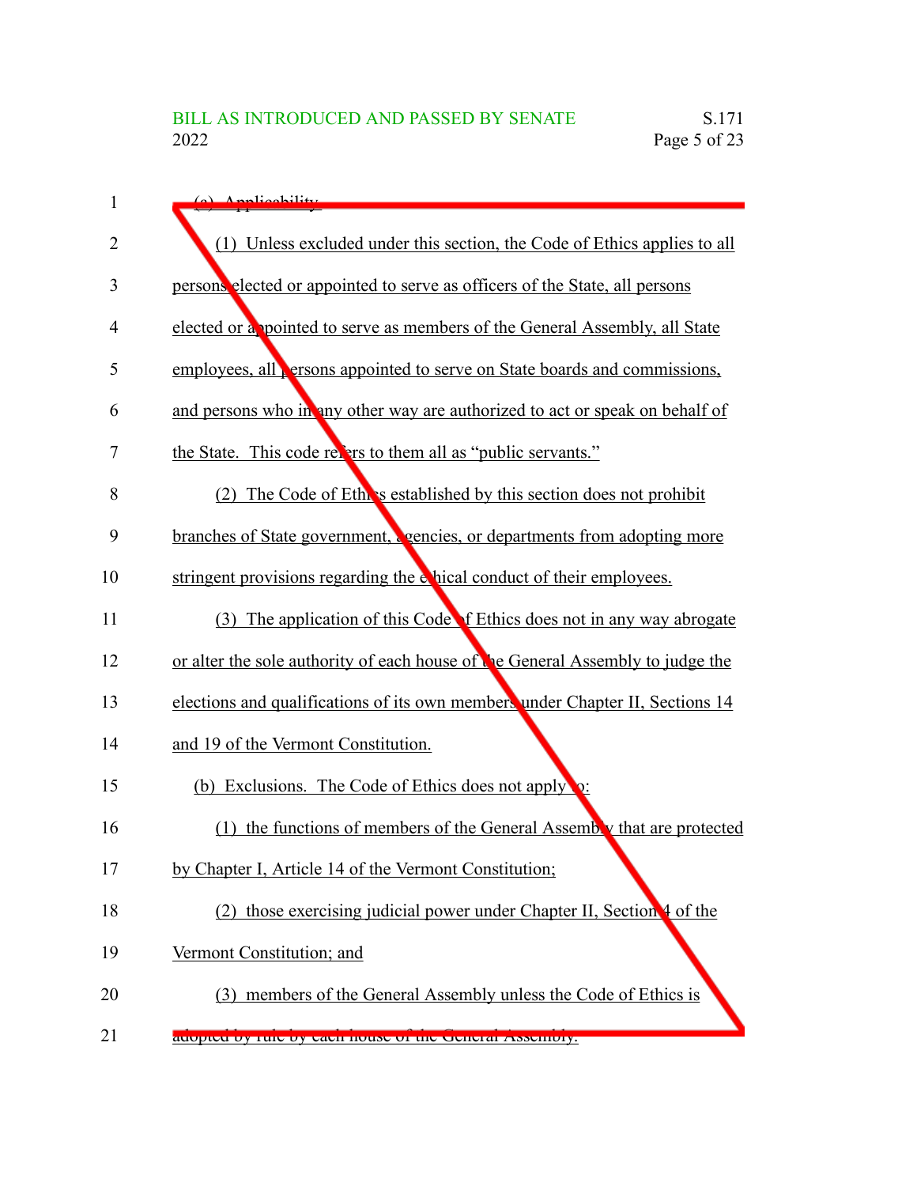(a) Applicability.

(1) Unless excluded under this section, the Code of Ethics applies to all persons elected or appointed to serve as officers of the State, all persons elected or appointed to serve as members of the General Assembly, all State employees, all persons appointed to serve on State boards and commissions, and persons who in any other way are authorized to act or speak on behalf of the State. This code refers to them all as "public servants."

(2) The Code of Ethics established by this section does not prohibit branches of State government, agencies, or departments from adopting more stringent provisions regarding the ethical conduct of their employees.

(3) The application of this Code of Ethics does not in any way abrogate or alter the sole authority of each house of the General Assembly to judge the elections and qualifications of its own members under Chapter II, Sections 14 and 19 of the Vermont Constitution.

(b) Exclusions. The Code of Ethics does not apply to:

(1) the functions of members of the General Assembly that are protected by Chapter I, Article 14 of the Vermont Constitution;

(2) those exercising judicial power under Chapter II, Section 4 of the Vermont Constitution; and

(3) members of the General Assembly unless the Code of Ethics is adopted by rule by each house of the General Assembly.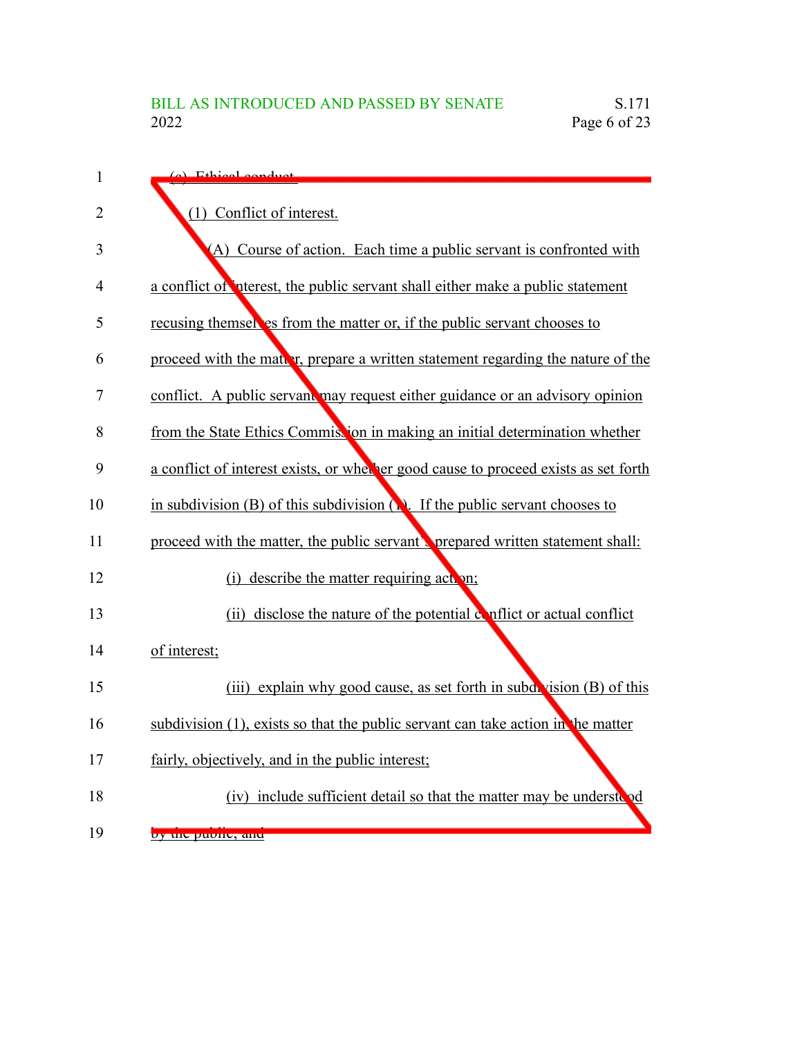(c) Ethical conduct.

(1) Conflict of interest.

(A) Course of action. Each time a public servant is confronted with a conflict of interest, the public servant shall either make a public statement recusing themselves from the matter or, if the public servant chooses to proceed with the matter, prepare a written statement regarding the nature of the conflict. A public servant may request either guidance or an advisory opinion from the State Ethics Commission in making an initial determination whether a conflict of interest exists, or whether good cause to proceed exists as set forth in subdivision (B) of this subdivision (1). If the public servant chooses to proceed with the matter, the public servant's prepared written statement shall:

(i) describe the matter requiring action;

(ii) disclose the nature of the potential conflict or actual conflict of interest;

(iii) explain why good cause, as set forth in subdivision (B) of this subdivision (1), exists so that the public servant can take action in the matter fairly, objectively, and in the public interest;

(iv) include sufficient detail so that the matter may be understood by the public; and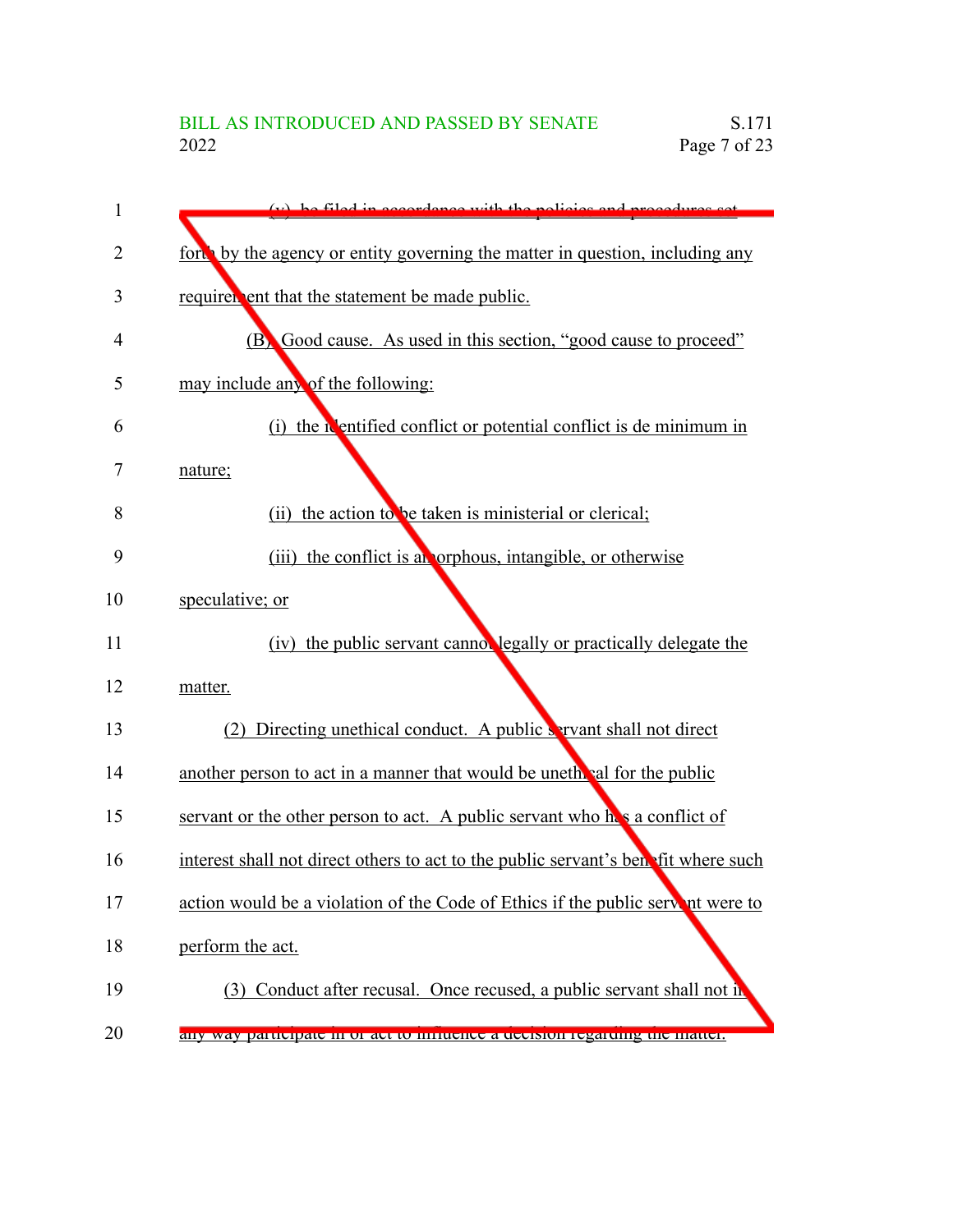(v) be filed in accordance with the policies and procedures set forth by the agency or entity governing the matter in question, including any requirement that the statement be made public.

(B) Good cause. As used in this section, "good cause to proceed" may include any of the following:

(i) the identified conflict or potential conflict is de minimum in nature;

(ii) the action to be taken is ministerial or clerical;

(iii) the conflict is amorphous, intangible, or otherwise speculative; or

(iv) the public servant cannot legally or practically delegate the matter.

(2) Directing unethical conduct. A public servant shall not direct another person to act in a manner that would be unethical for the public servant or the other person to act. A public servant who has a conflict of interest shall not direct others to act to the public servant's benefit where such action would be a violation of the Code of Ethics if the public servant were to perform the act.

(3) Conduct after recusal. Once recused, a public servant shall not in any way participate in or act to influence a decision regarding the matter.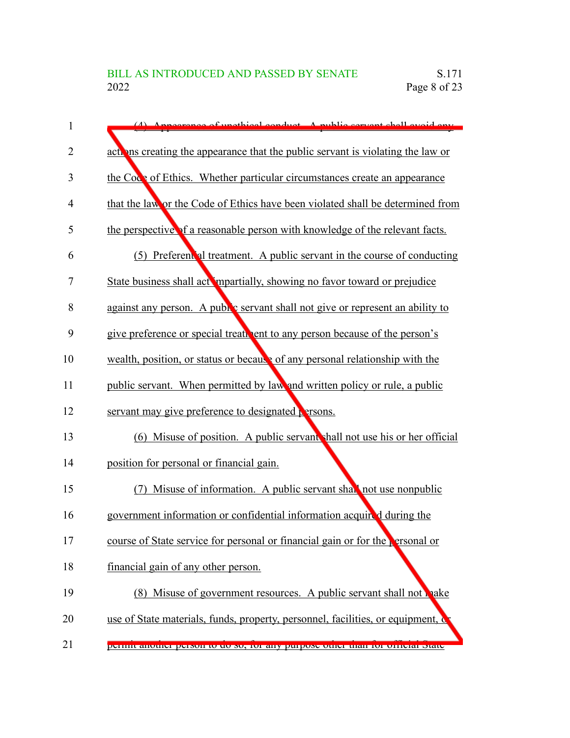(4) Appearance of unethical conduct. A public servant shall avoid any actions creating the appearance that the public servant is violating the law or the Code of Ethics. Whether particular circumstances create an appearance that the law or the Code of Ethics have been violated shall be determined from the perspective of a reasonable person with knowledge of the relevant facts.

(5) Preferential treatment. A public servant in the course of conducting State business shall act impartially, showing no favor toward or prejudice against any person. A public servant shall not give or represent an ability to give preference or special treatment to any person because of the person's wealth, position, or status or because of any personal relationship with the public servant. When permitted by law and written policy or rule, a public servant may give preference to designated persons.

(6) Misuse of position. A public servant shall not use his or her official position for personal or financial gain.

(7) Misuse of information. A public servant shall not use nonpublic government information or confidential information acquired during the course of State service for personal or financial gain or for the personal or financial gain of any other person.

(8) Misuse of government resources. A public servant shall not make use of State materials, funds, property, personnel, facilities, or equipment, or permit another person to do so, for any purpose other than for official State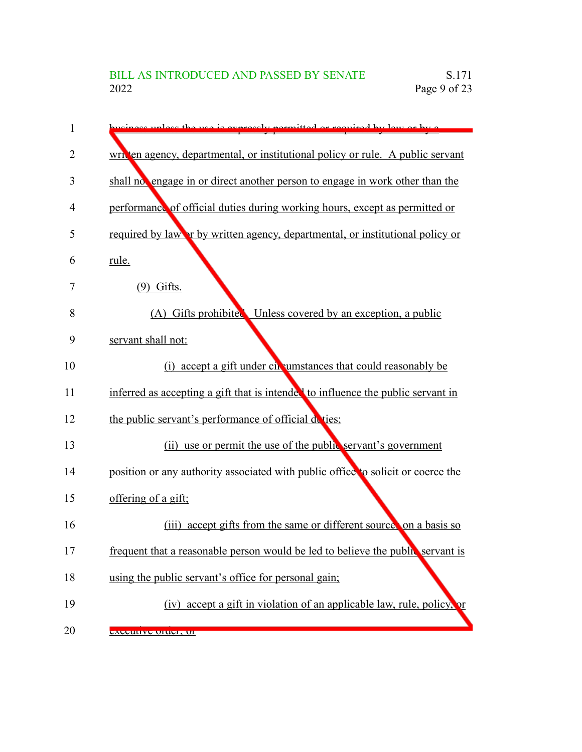business unless the use is expressly permitted or required by law or by a written agency, departmental, or institutional policy or rule. A public servant shall not engage in or direct another person to engage in work other than the performance of official duties during working hours, except as permitted or required by law or by written agency, departmental, or institutional policy or rule.

(9) Gifts.

(A) Gifts prohibited. Unless covered by an exception, a public servant shall not:

(i) accept a gift under circumstances that could reasonably be inferred as accepting a gift that is intended to influence the public servant in the public servant's performance of official duties;

(ii) use or permit the use of the public servant's government position or any authority associated with public office to solicit or coerce the offering of a gift;

(iii) accept gifts from the same or different sources on a basis so frequent that a reasonable person would be led to believe the public servant is using the public servant's office for personal gain;

(iv) accept a gift in violation of an applicable law, rule, policy, or executive order; or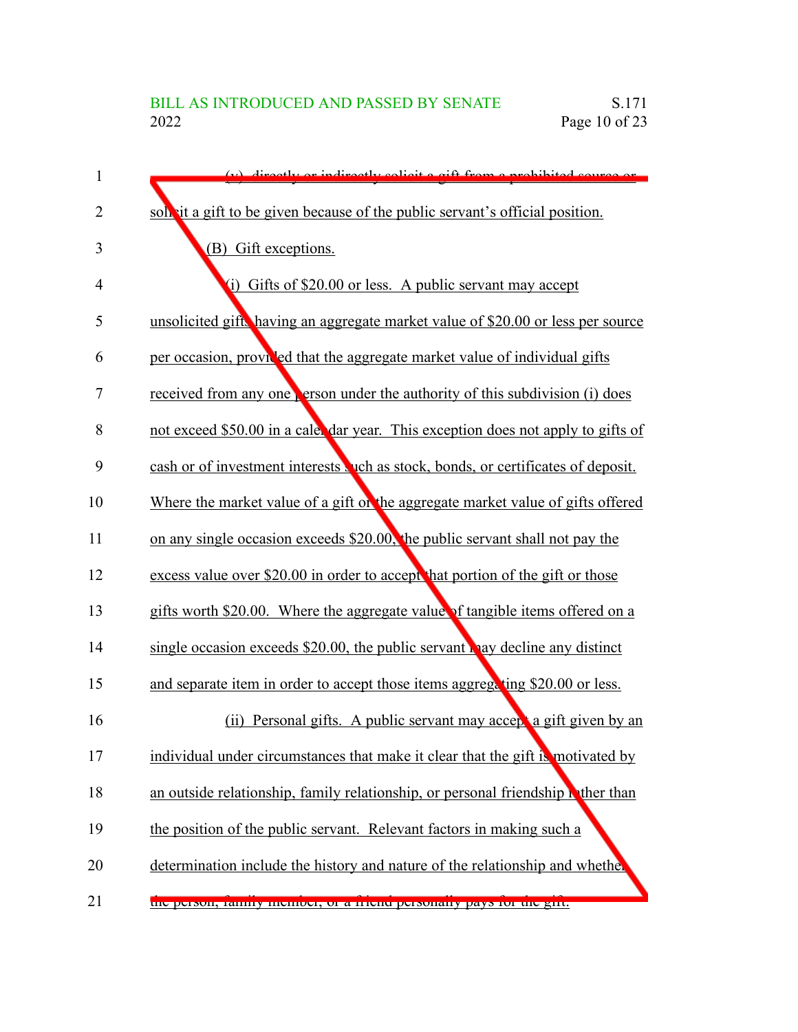(v) directly or indirectly solicit a gift from a prohibited source or solicit a gift to be given because of the public servant's official position.

(B) Gift exceptions.

(i) Gifts of $20.00 or less. A public servant may accept unsolicited gifts having an aggregate market value of $20.00 or less per source per occasion, provided that the aggregate market value of individual gifts received from any one person under the authority of this subdivision (i) does not exceed $50.00 in a calendar year. This exception does not apply to gifts of cash or of investment interests such as stock, bonds, or certificates of deposit. Where the market value of a gift or the aggregate market value of gifts offered on any single occasion exceeds $20.00, the public servant shall not pay the excess value over $20.00 in order to accept that portion of the gift or those gifts worth $20.00. Where the aggregate value of tangible items offered on a single occasion exceeds $20.00, the public servant may decline any distinct and separate item in order to accept those items aggregating $20.00 or less.

(ii) Personal gifts. A public servant may accept a gift given by an individual under circumstances that make it clear that the gift is motivated by an outside relationship, family relationship, or personal friendship rather than the position of the public servant. Relevant factors in making such a determination include the history and nature of the relationship and whether the person, family member, or a friend personally pays for the gift.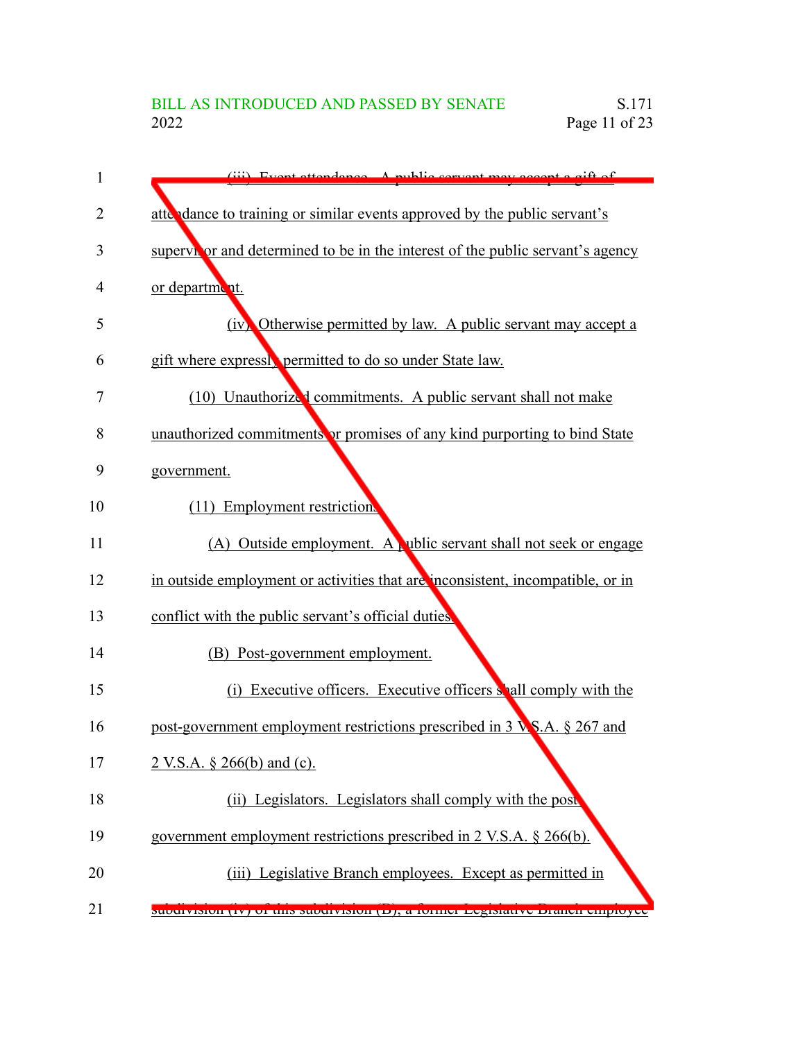(iii) Event attendance. A public servant may accept a gift of attendance to training or similar events approved by the public servant's supervisor and determined to be in the interest of the public servant's agency or department.

(iv) Otherwise permitted by law. A public servant may accept a gift where expressly permitted to do so under State law.

(10) Unauthorized commitments. A public servant shall not make unauthorized commitments or promises of any kind purporting to bind State government.

(11) Employment restrictions.

(A) Outside employment. A public servant shall not seek or engage in outside employment or activities that are inconsistent, incompatible, or in conflict with the public servant's official duties.

(B) Post-government employment.

(i) Executive officers. Executive officers shall comply with the post-government employment restrictions prescribed in 3 V.S.A. § 267 and 2 V.S.A. § 266(b) and (c).

(ii) Legislators. Legislators shall comply with the post-government employment restrictions prescribed in 2 V.S.A. § 266(b).

(iii) Legislative Branch employees. Except as permitted in subdivision (iv) of this subdivision (B), a former Legislative Branch employee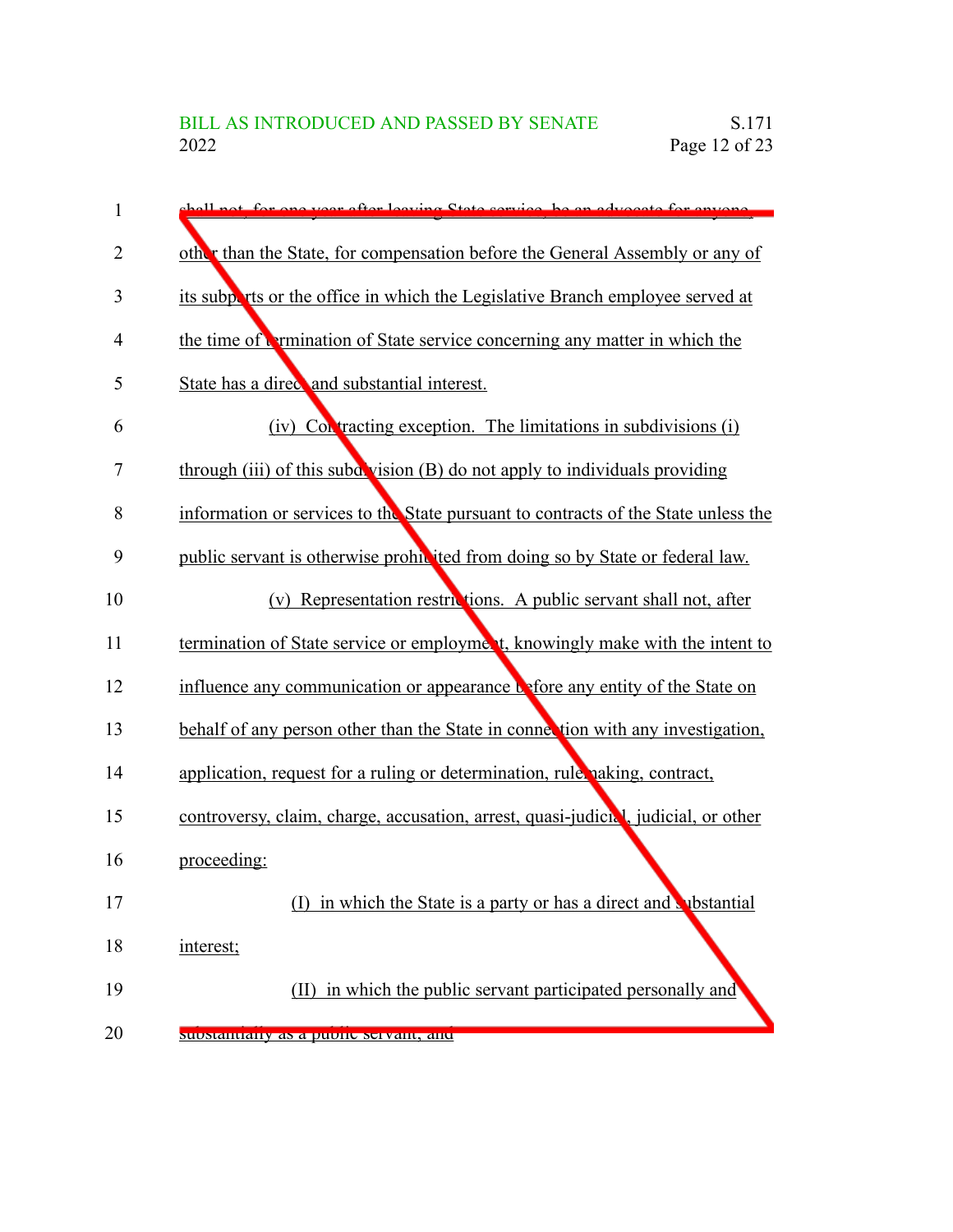shall not, for one year after leaving State service, be an advocate for anyone other than the State, for compensation before the General Assembly or any of its subparts or the office in which the Legislative Branch employee served at the time of termination of State service concerning any matter in which the State has a direct and substantial interest.

(iv) Contracting exception. The limitations in subdivisions (i) through (iii) of this subdivision (B) do not apply to individuals providing information or services to the State pursuant to contracts of the State unless the public servant is otherwise prohibited from doing so by State or federal law.

(v) Representation restrictions. A public servant shall not, after termination of State service or employment, knowingly make with the intent to influence any communication or appearance before any entity of the State on behalf of any person other than the State in connection with any investigation, application, request for a ruling or determination, rulemaking, contract, controversy, claim, charge, accusation, arrest, quasi-judicial, judicial, or other proceeding:

(I) in which the State is a party or has a direct and substantial interest;

(II) in which the public servant participated personally and substantially as a public servant; and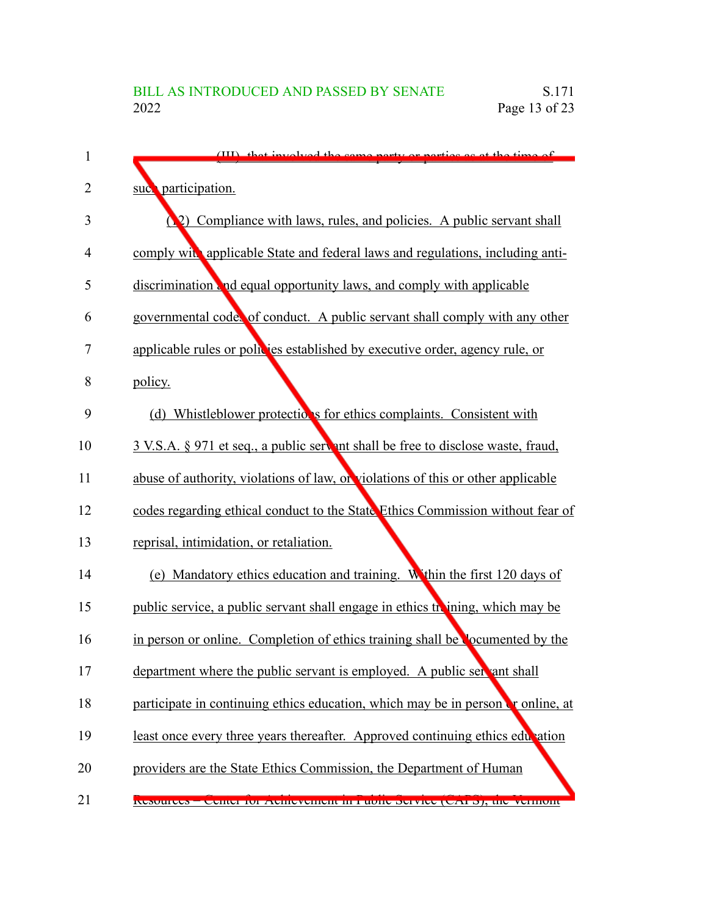(III) that involved the same party or parties as at the time of such participation.

(12) Compliance with laws, rules, and policies. A public servant shall comply with applicable State and federal laws and regulations, including anti-discrimination and equal opportunity laws, and comply with applicable governmental codes of conduct. A public servant shall comply with any other applicable rules or policies established by executive order, agency rule, or policy.

(d) Whistleblower protections for ethics complaints. Consistent with 3 V.S.A. § 971 et seq., a public servant shall be free to disclose waste, fraud, abuse of authority, violations of law, or violations of this or other applicable codes regarding ethical conduct to the State Ethics Commission without fear of reprisal, intimidation, or retaliation.

(e) Mandatory ethics education and training. Within the first 120 days of public service, a public servant shall engage in ethics training, which may be in person or online. Completion of ethics training shall be documented by the department where the public servant is employed. A public servant shall participate in continuing ethics education, which may be in person or online, at least once every three years thereafter. Approved continuing ethics education providers are the State Ethics Commission, the Department of Human Resources – Center for Achievement in Public Service (CAPS), the Vermont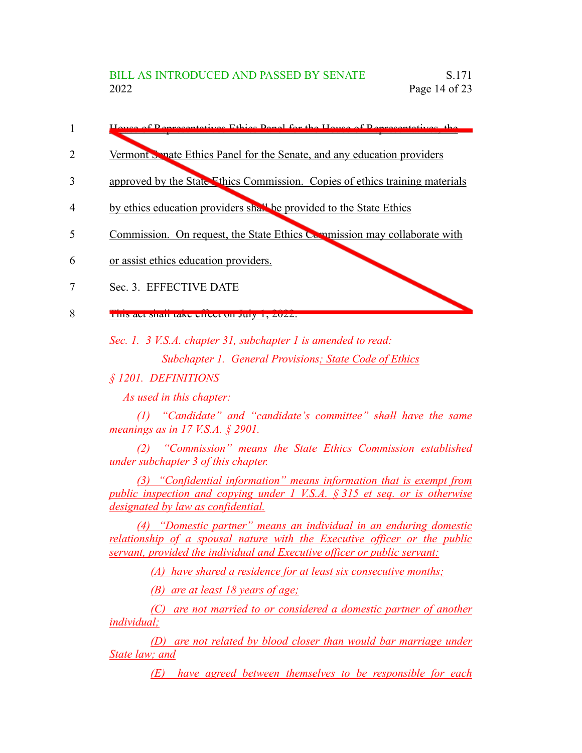House of Representatives Ethics Panel for the House of Representatives, the Vermont Senate Ethics Panel for the Senate, and any education providers approved by the State Ethics Commission. Copies of ethics training materials by ethics education providers shall be provided to the State Ethics Commission. On request, the State Ethics Commission may collaborate with or assist ethics education providers.

Sec. 3. EFFECTIVE DATE

This act shall take effect on July 1, 2022.

*Sec. 1. 3 V.S.A. chapter 31, subchapter 1 is amended to read:*

*Subchapter 1. General Provisions; State Code of Ethics*

*§ 1201. DEFINITIONS*

*As used in this chapter:*

*(1) "Candidate" and "candidate's committee" ~~shall~~ have the same meanings as in 17 V.S.A. § 2901.*

*(2) "Commission" means the State Ethics Commission established under subchapter 3 of this chapter.*

*(3) "Confidential information" means information that is exempt from public inspection and copying under 1 V.S.A. § 315 et seq. or is otherwise designated by law as confidential.*

*(4) "Domestic partner" means an individual in an enduring domestic relationship of a spousal nature with the Executive officer or the public servant, provided the individual and Executive officer or public servant:*

*(A) have shared a residence for at least six consecutive months;*

*(B) are at least 18 years of age;*

*(C) are not married to or considered a domestic partner of another individual;*

*(D) are not related by blood closer than would bar marriage under State law; and*

*(E) have agreed between themselves to be responsible for each*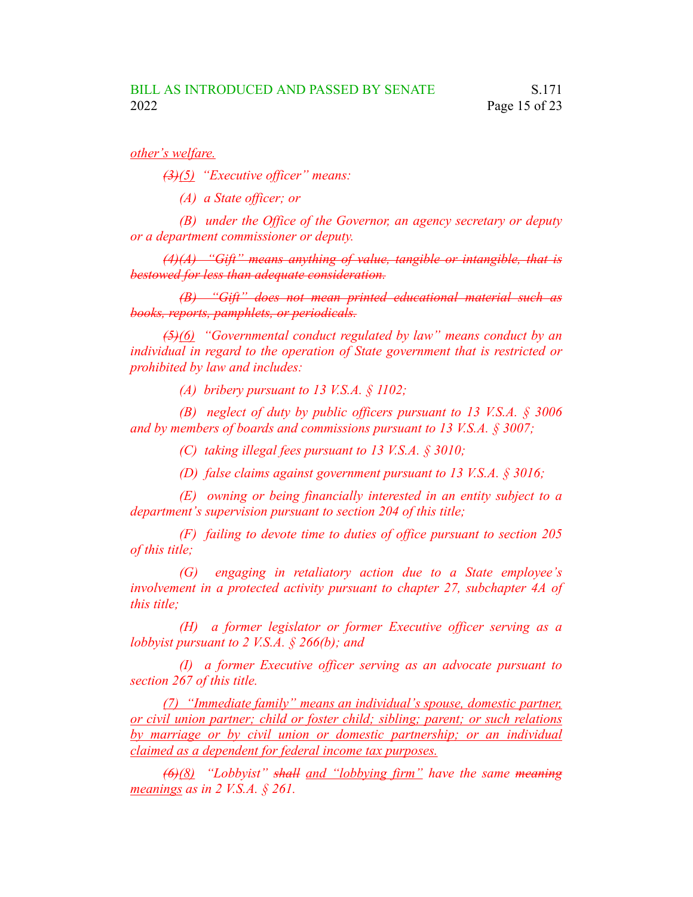*other's welfare.*

*~~(3)~~(5) "Executive officer" means:*

*(A) a State officer; or*

*(B) under the Office of the Governor, an agency secretary or deputy or a department commissioner or deputy.*

*~~(4)(A) "Gift" means anything of value, tangible or intangible, that is bestowed for less than adequate consideration.~~*

*~~(B) "Gift" does not mean printed educational material such as books, reports, pamphlets, or periodicals.~~*

*~~(5)~~(6) "Governmental conduct regulated by law" means conduct by an individual in regard to the operation of State government that is restricted or prohibited by law and includes:*

*(A) bribery pursuant to 13 V.S.A. § 1102;*

*(B) neglect of duty by public officers pursuant to 13 V.S.A. § 3006 and by members of boards and commissions pursuant to 13 V.S.A. § 3007;*

*(C) taking illegal fees pursuant to 13 V.S.A. § 3010;*

*(D) false claims against government pursuant to 13 V.S.A. § 3016;*

*(E) owning or being financially interested in an entity subject to a department's supervision pursuant to section 204 of this title;*

*(F) failing to devote time to duties of office pursuant to section 205 of this title;*

*(G) engaging in retaliatory action due to a State employee's involvement in a protected activity pursuant to chapter 27, subchapter 4A of this title;*

*(H) a former legislator or former Executive officer serving as a lobbyist pursuant to 2 V.S.A. § 266(b); and*

*(I) a former Executive officer serving as an advocate pursuant to section 267 of this title.*

*(7) "Immediate family" means an individual's spouse, domestic partner, or civil union partner; child or foster child; sibling; parent; or such relations by marriage or by civil union or domestic partnership; or an individual claimed as a dependent for federal income tax purposes.*

*~~(6)~~(8) "Lobbyist" ~~shall~~ and "lobbying firm" have the same ~~meaning~~ meanings as in 2 V.S.A. § 261.*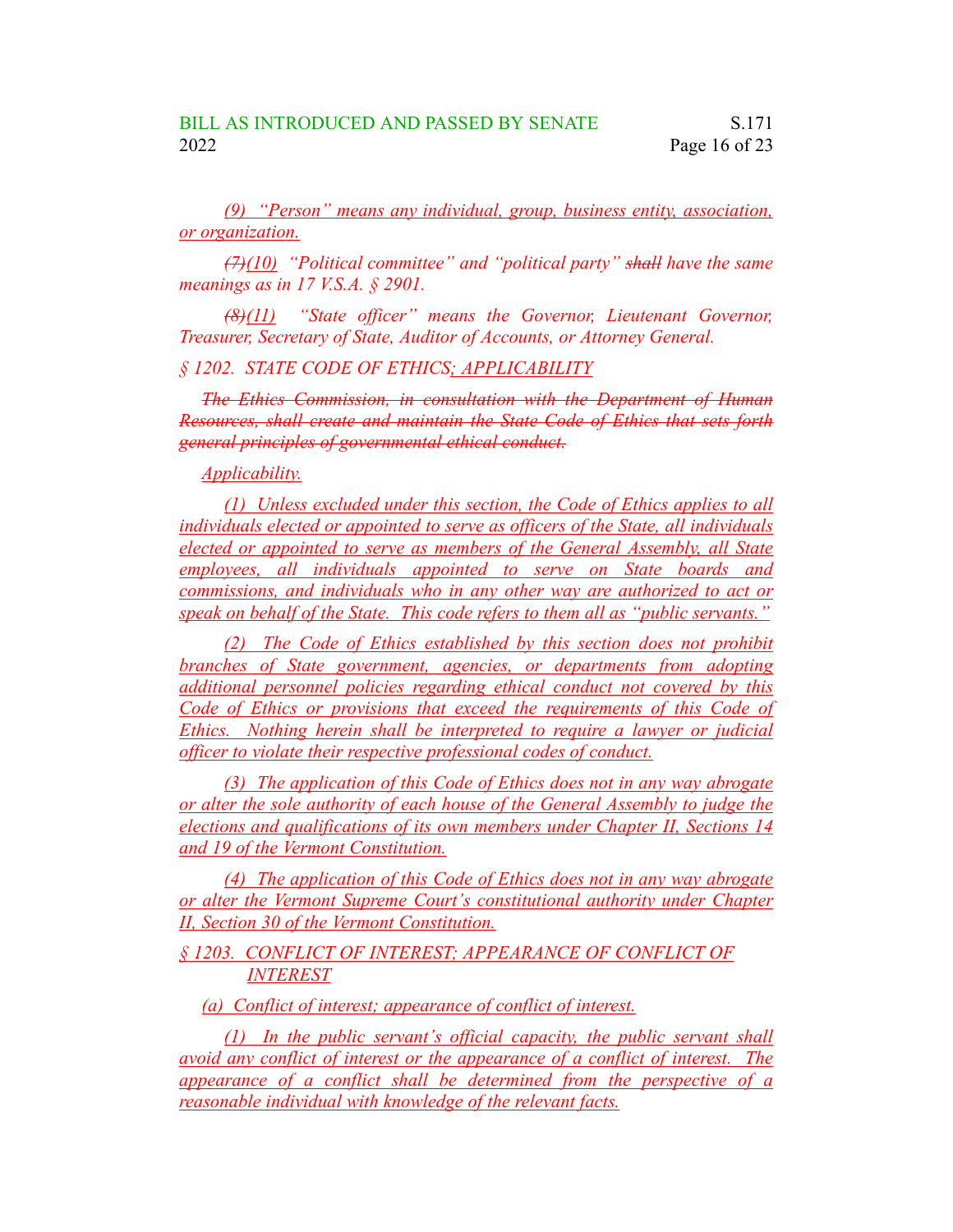(9) "Person" means any individual, group, business entity, association, or organization.

~~(7)~~(10) "Political committee" and "political party" ~~shall~~ have the same meanings as in 17 V.S.A. § 2901.

~~(8)~~(11) "State officer" means the Governor, Lieutenant Governor, Treasurer, Secretary of State, Auditor of Accounts, or Attorney General.

§ 1202. STATE CODE OF ETHICS; APPLICABILITY

~~The Ethics Commission, in consultation with the Department of Human Resources, shall create and maintain the State Code of Ethics that sets forth general principles of governmental ethical conduct.~~

Applicability.

(1) Unless excluded under this section, the Code of Ethics applies to all individuals elected or appointed to serve as officers of the State, all individuals elected or appointed to serve as members of the General Assembly, all State employees, all individuals appointed to serve on State boards and commissions, and individuals who in any other way are authorized to act or speak on behalf of the State. This code refers to them all as "public servants."

(2) The Code of Ethics established by this section does not prohibit branches of State government, agencies, or departments from adopting additional personnel policies regarding ethical conduct not covered by this Code of Ethics or provisions that exceed the requirements of this Code of Ethics. Nothing herein shall be interpreted to require a lawyer or judicial officer to violate their respective professional codes of conduct.

(3) The application of this Code of Ethics does not in any way abrogate or alter the sole authority of each house of the General Assembly to judge the elections and qualifications of its own members under Chapter II, Sections 14 and 19 of the Vermont Constitution.

(4) The application of this Code of Ethics does not in any way abrogate or alter the Vermont Supreme Court's constitutional authority under Chapter II, Section 30 of the Vermont Constitution.

§ 1203. CONFLICT OF INTEREST; APPEARANCE OF CONFLICT OF INTEREST

(a) Conflict of interest; appearance of conflict of interest.

(1) In the public servant's official capacity, the public servant shall avoid any conflict of interest or the appearance of a conflict of interest. The appearance of a conflict shall be determined from the perspective of a reasonable individual with knowledge of the relevant facts.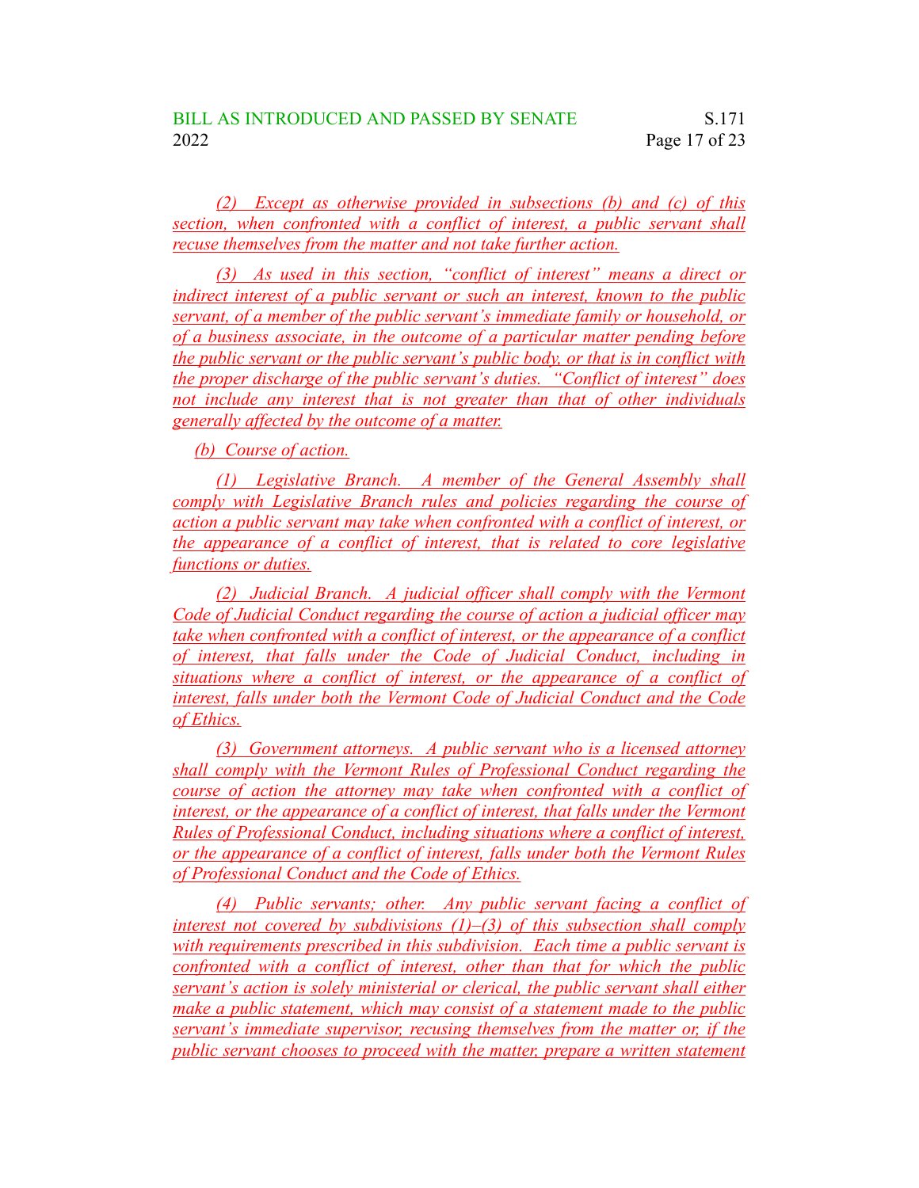(2) Except as otherwise provided in subsections (b) and (c) of this section, when confronted with a conflict of interest, a public servant shall recuse themselves from the matter and not take further action.

(3) As used in this section, "conflict of interest" means a direct or indirect interest of a public servant or such an interest, known to the public servant, of a member of the public servant's immediate family or household, or of a business associate, in the outcome of a particular matter pending before the public servant or the public servant's public body, or that is in conflict with the proper discharge of the public servant's duties. "Conflict of interest" does not include any interest that is not greater than that of other individuals generally affected by the outcome of a matter.

(b) Course of action.

(1) Legislative Branch. A member of the General Assembly shall comply with Legislative Branch rules and policies regarding the course of action a public servant may take when confronted with a conflict of interest, or the appearance of a conflict of interest, that is related to core legislative functions or duties.

(2) Judicial Branch. A judicial officer shall comply with the Vermont Code of Judicial Conduct regarding the course of action a judicial officer may take when confronted with a conflict of interest, or the appearance of a conflict of interest, that falls under the Code of Judicial Conduct, including in situations where a conflict of interest, or the appearance of a conflict of interest, falls under both the Vermont Code of Judicial Conduct and the Code of Ethics.

(3) Government attorneys. A public servant who is a licensed attorney shall comply with the Vermont Rules of Professional Conduct regarding the course of action the attorney may take when confronted with a conflict of interest, or the appearance of a conflict of interest, that falls under the Vermont Rules of Professional Conduct, including situations where a conflict of interest, or the appearance of a conflict of interest, falls under both the Vermont Rules of Professional Conduct and the Code of Ethics.

(4) Public servants; other. Any public servant facing a conflict of interest not covered by subdivisions (1)–(3) of this subsection shall comply with requirements prescribed in this subdivision. Each time a public servant is confronted with a conflict of interest, other than that for which the public servant's action is solely ministerial or clerical, the public servant shall either make a public statement, which may consist of a statement made to the public servant's immediate supervisor, recusing themselves from the matter or, if the public servant chooses to proceed with the matter, prepare a written statement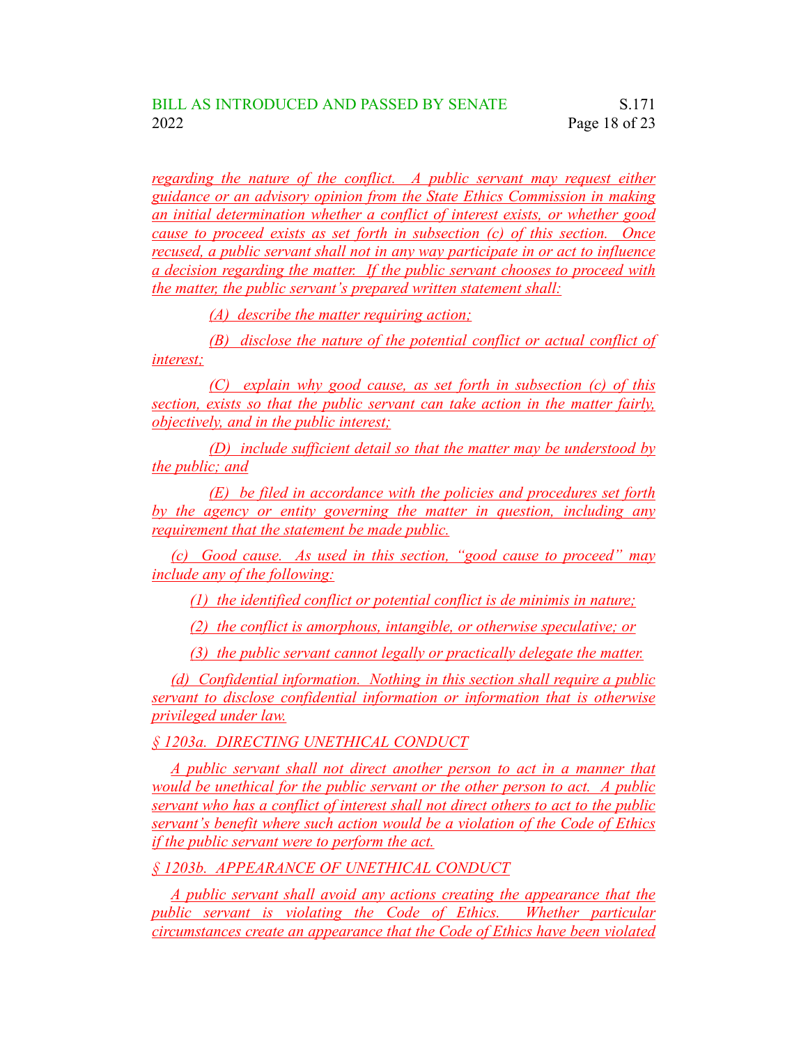regarding the nature of the conflict. A public servant may request either guidance or an advisory opinion from the State Ethics Commission in making an initial determination whether a conflict of interest exists, or whether good cause to proceed exists as set forth in subsection (c) of this section. Once recused, a public servant shall not in any way participate in or act to influence a decision regarding the matter. If the public servant chooses to proceed with the matter, the public servant's prepared written statement shall:

(A) describe the matter requiring action;

(B) disclose the nature of the potential conflict or actual conflict of interest;

(C) explain why good cause, as set forth in subsection (c) of this section, exists so that the public servant can take action in the matter fairly, objectively, and in the public interest;

(D) include sufficient detail so that the matter may be understood by the public; and

(E) be filed in accordance with the policies and procedures set forth by the agency or entity governing the matter in question, including any requirement that the statement be made public.

(c) Good cause. As used in this section, "good cause to proceed" may include any of the following:

(1) the identified conflict or potential conflict is de minimis in nature;

(2) the conflict is amorphous, intangible, or otherwise speculative; or

(3) the public servant cannot legally or practically delegate the matter.

(d) Confidential information. Nothing in this section shall require a public servant to disclose confidential information or information that is otherwise privileged under law.

§ 1203a. DIRECTING UNETHICAL CONDUCT

A public servant shall not direct another person to act in a manner that would be unethical for the public servant or the other person to act. A public servant who has a conflict of interest shall not direct others to act to the public servant's benefit where such action would be a violation of the Code of Ethics if the public servant were to perform the act.

§ 1203b. APPEARANCE OF UNETHICAL CONDUCT

A public servant shall avoid any actions creating the appearance that the public servant is violating the Code of Ethics. Whether particular circumstances create an appearance that the Code of Ethics have been violated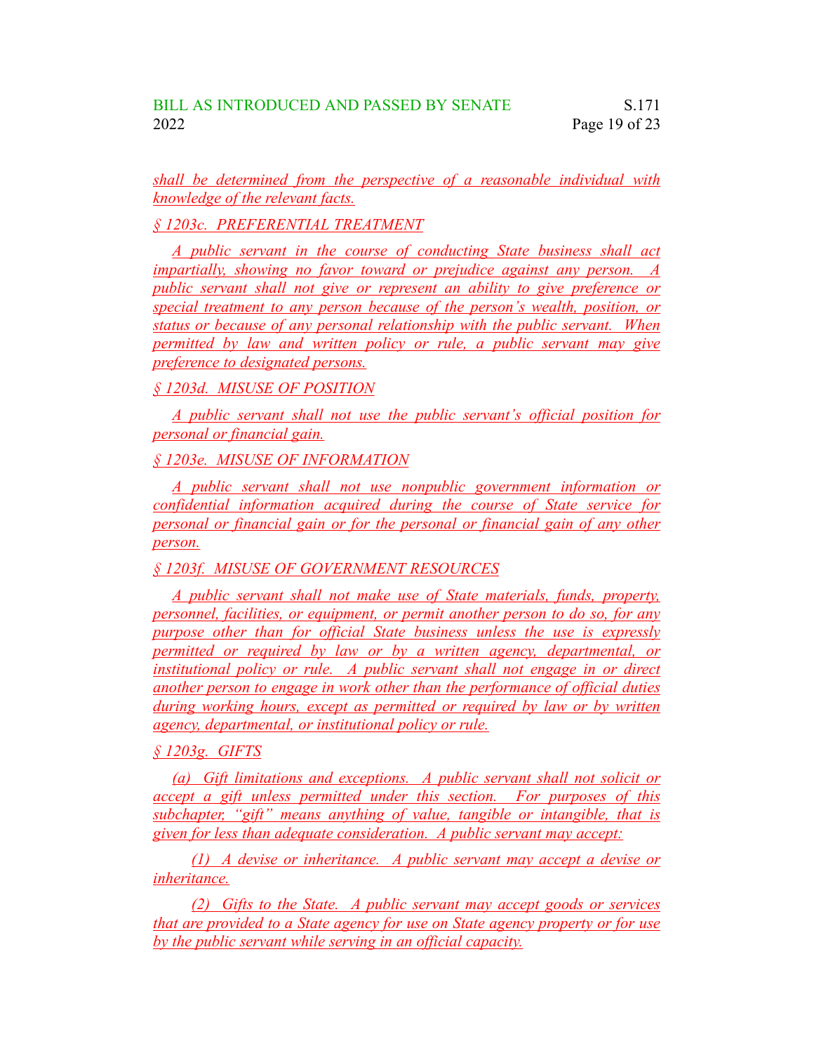shall be determined from the perspective of a reasonable individual with knowledge of the relevant facts.

§ 1203c. PREFERENTIAL TREATMENT

A public servant in the course of conducting State business shall act impartially, showing no favor toward or prejudice against any person. A public servant shall not give or represent an ability to give preference or special treatment to any person because of the person's wealth, position, or status or because of any personal relationship with the public servant. When permitted by law and written policy or rule, a public servant may give preference to designated persons.

§ 1203d. MISUSE OF POSITION

A public servant shall not use the public servant's official position for personal or financial gain.

§ 1203e. MISUSE OF INFORMATION

A public servant shall not use nonpublic government information or confidential information acquired during the course of State service for personal or financial gain or for the personal or financial gain of any other person.

§ 1203f. MISUSE OF GOVERNMENT RESOURCES

A public servant shall not make use of State materials, funds, property, personnel, facilities, or equipment, or permit another person to do so, for any purpose other than for official State business unless the use is expressly permitted or required by law or by a written agency, departmental, or institutional policy or rule. A public servant shall not engage in or direct another person to engage in work other than the performance of official duties during working hours, except as permitted or required by law or by written agency, departmental, or institutional policy or rule.

§ 1203g. GIFTS

(a) Gift limitations and exceptions. A public servant shall not solicit or accept a gift unless permitted under this section. For purposes of this subchapter, "gift" means anything of value, tangible or intangible, that is given for less than adequate consideration. A public servant may accept:

(1) A devise or inheritance. A public servant may accept a devise or inheritance.

(2) Gifts to the State. A public servant may accept goods or services that are provided to a State agency for use on State agency property or for use by the public servant while serving in an official capacity.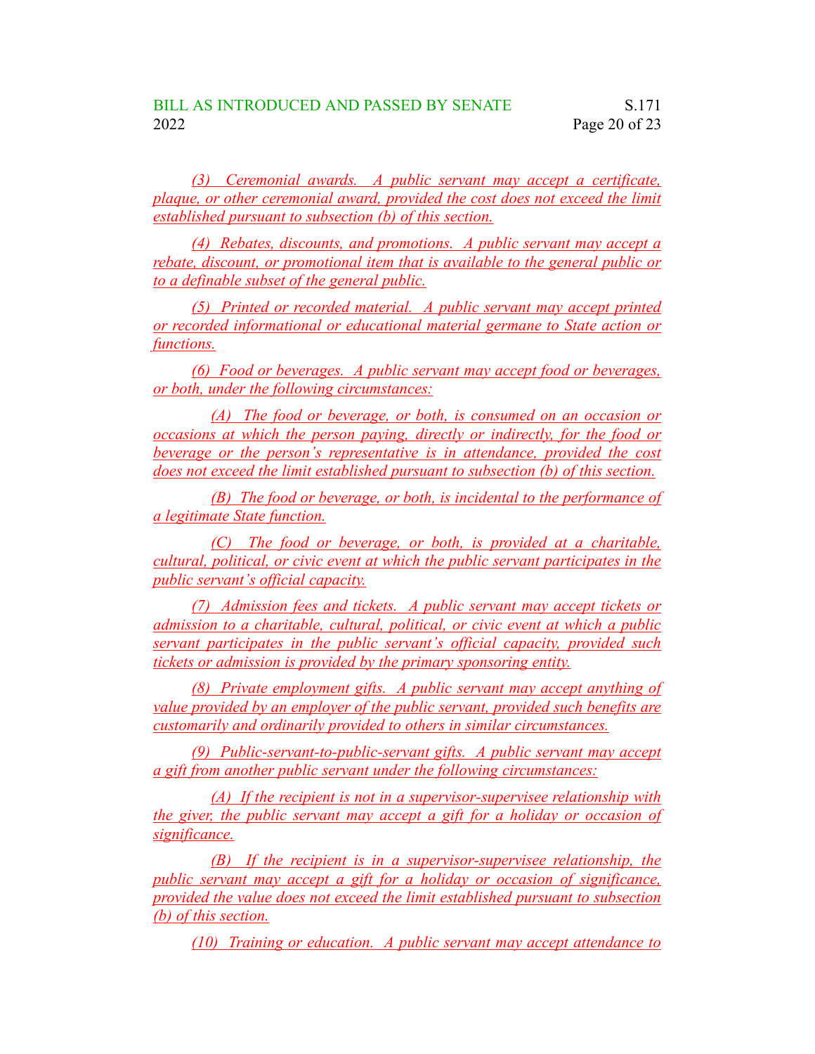(3) Ceremonial awards. A public servant may accept a certificate, plaque, or other ceremonial award, provided the cost does not exceed the limit established pursuant to subsection (b) of this section.

(4) Rebates, discounts, and promotions. A public servant may accept a rebate, discount, or promotional item that is available to the general public or to a definable subset of the general public.

(5) Printed or recorded material. A public servant may accept printed or recorded informational or educational material germane to State action or functions.

(6) Food or beverages. A public servant may accept food or beverages, or both, under the following circumstances:

(A) The food or beverage, or both, is consumed on an occasion or occasions at which the person paying, directly or indirectly, for the food or beverage or the person's representative is in attendance, provided the cost does not exceed the limit established pursuant to subsection (b) of this section.

(B) The food or beverage, or both, is incidental to the performance of a legitimate State function.

(C) The food or beverage, or both, is provided at a charitable, cultural, political, or civic event at which the public servant participates in the public servant's official capacity.

(7) Admission fees and tickets. A public servant may accept tickets or admission to a charitable, cultural, political, or civic event at which a public servant participates in the public servant's official capacity, provided such tickets or admission is provided by the primary sponsoring entity.

(8) Private employment gifts. A public servant may accept anything of value provided by an employer of the public servant, provided such benefits are customarily and ordinarily provided to others in similar circumstances.

(9) Public-servant-to-public-servant gifts. A public servant may accept a gift from another public servant under the following circumstances:

(A) If the recipient is not in a supervisor-supervisee relationship with the giver, the public servant may accept a gift for a holiday or occasion of significance.

(B) If the recipient is in a supervisor-supervisee relationship, the public servant may accept a gift for a holiday or occasion of significance, provided the value does not exceed the limit established pursuant to subsection (b) of this section.

(10) Training or education. A public servant may accept attendance to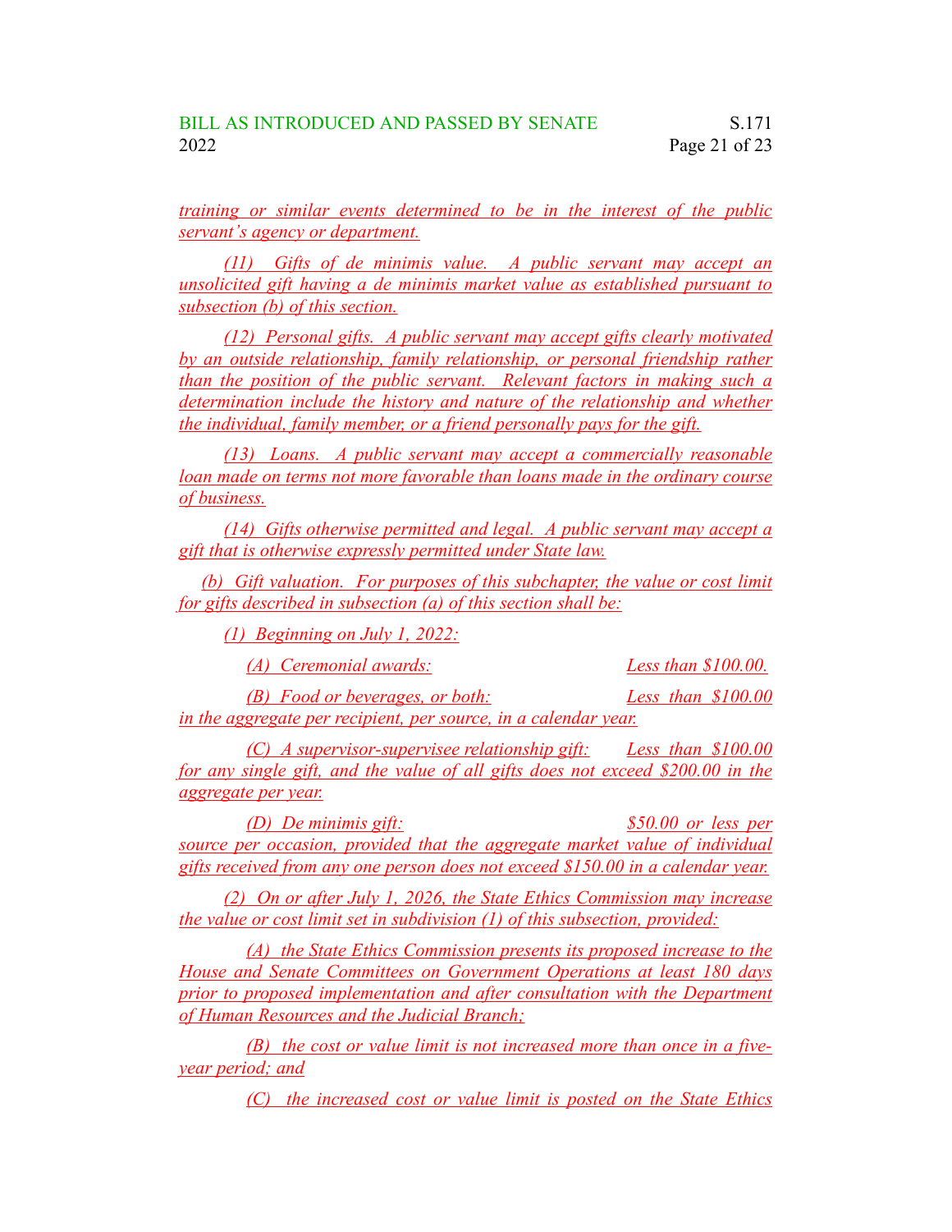training or similar events determined to be in the interest of the public servant's agency or department.

(11) Gifts of de minimis value. A public servant may accept an unsolicited gift having a de minimis market value as established pursuant to subsection (b) of this section.

(12) Personal gifts. A public servant may accept gifts clearly motivated by an outside relationship, family relationship, or personal friendship rather than the position of the public servant. Relevant factors in making such a determination include the history and nature of the relationship and whether the individual, family member, or a friend personally pays for the gift.

(13) Loans. A public servant may accept a commercially reasonable loan made on terms not more favorable than loans made in the ordinary course of business.

(14) Gifts otherwise permitted and legal. A public servant may accept a gift that is otherwise expressly permitted under State law.

(b) Gift valuation. For purposes of this subchapter, the value or cost limit for gifts described in subsection (a) of this section shall be:

(1) Beginning on July 1, 2022:

(A) Ceremonial awards: Less than $100.00.

(B) Food or beverages, or both: Less than $100.00 in the aggregate per recipient, per source, in a calendar year.

(C) A supervisor-supervisee relationship gift: Less than $100.00 for any single gift, and the value of all gifts does not exceed $200.00 in the aggregate per year.

(D) De minimis gift: $50.00 or less per source per occasion, provided that the aggregate market value of individual gifts received from any one person does not exceed $150.00 in a calendar year.

(2) On or after July 1, 2026, the State Ethics Commission may increase the value or cost limit set in subdivision (1) of this subsection, provided:

(A) the State Ethics Commission presents its proposed increase to the House and Senate Committees on Government Operations at least 180 days prior to proposed implementation and after consultation with the Department of Human Resources and the Judicial Branch;

(B) the cost or value limit is not increased more than once in a five-year period; and

(C) the increased cost or value limit is posted on the State Ethics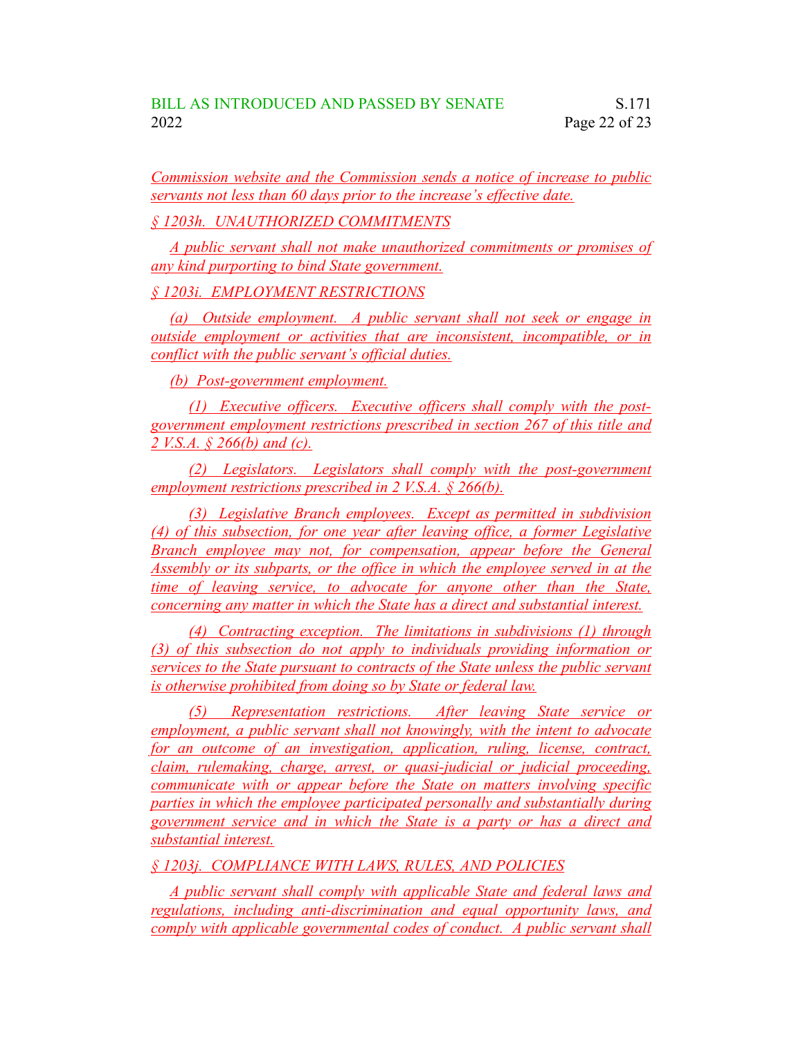Commission website and the Commission sends a notice of increase to public servants not less than 60 days prior to the increase's effective date.

§ 1203h. UNAUTHORIZED COMMITMENTS

A public servant shall not make unauthorized commitments or promises of any kind purporting to bind State government.

§ 1203i. EMPLOYMENT RESTRICTIONS

(a) Outside employment. A public servant shall not seek or engage in outside employment or activities that are inconsistent, incompatible, or in conflict with the public servant's official duties.

(b) Post-government employment.

(1) Executive officers. Executive officers shall comply with the post-government employment restrictions prescribed in section 267 of this title and 2 V.S.A. § 266(b) and (c).

(2) Legislators. Legislators shall comply with the post-government employment restrictions prescribed in 2 V.S.A. § 266(b).

(3) Legislative Branch employees. Except as permitted in subdivision (4) of this subsection, for one year after leaving office, a former Legislative Branch employee may not, for compensation, appear before the General Assembly or its subparts, or the office in which the employee served in at the time of leaving service, to advocate for anyone other than the State, concerning any matter in which the State has a direct and substantial interest.

(4) Contracting exception. The limitations in subdivisions (1) through (3) of this subsection do not apply to individuals providing information or services to the State pursuant to contracts of the State unless the public servant is otherwise prohibited from doing so by State or federal law.

(5) Representation restrictions. After leaving State service or employment, a public servant shall not knowingly, with the intent to advocate for an outcome of an investigation, application, ruling, license, contract, claim, rulemaking, charge, arrest, or quasi-judicial or judicial proceeding, communicate with or appear before the State on matters involving specific parties in which the employee participated personally and substantially during government service and in which the State is a party or has a direct and substantial interest.

§ 1203j. COMPLIANCE WITH LAWS, RULES, AND POLICIES

A public servant shall comply with applicable State and federal laws and regulations, including anti-discrimination and equal opportunity laws, and comply with applicable governmental codes of conduct. A public servant shall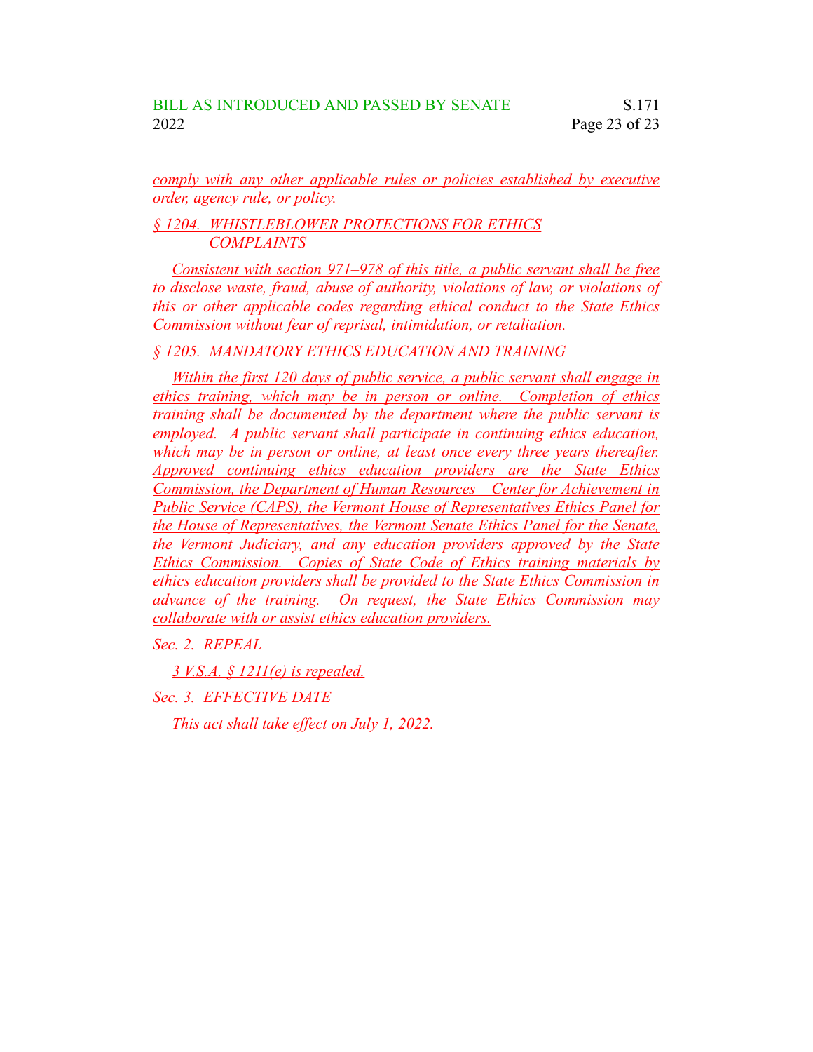comply with any other applicable rules or policies established by executive order, agency rule, or policy.

§ 1204. WHISTLEBLOWER PROTECTIONS FOR ETHICS COMPLAINTS

Consistent with section 971–978 of this title, a public servant shall be free to disclose waste, fraud, abuse of authority, violations of law, or violations of this or other applicable codes regarding ethical conduct to the State Ethics Commission without fear of reprisal, intimidation, or retaliation.

§ 1205. MANDATORY ETHICS EDUCATION AND TRAINING

Within the first 120 days of public service, a public servant shall engage in ethics training, which may be in person or online. Completion of ethics training shall be documented by the department where the public servant is employed. A public servant shall participate in continuing ethics education, which may be in person or online, at least once every three years thereafter. Approved continuing ethics education providers are the State Ethics Commission, the Department of Human Resources – Center for Achievement in Public Service (CAPS), the Vermont House of Representatives Ethics Panel for the House of Representatives, the Vermont Senate Ethics Panel for the Senate, the Vermont Judiciary, and any education providers approved by the State Ethics Commission. Copies of State Code of Ethics training materials by ethics education providers shall be provided to the State Ethics Commission in advance of the training. On request, the State Ethics Commission may collaborate with or assist ethics education providers.

Sec. 2. REPEAL

3 V.S.A. § 1211(e) is repealed.

Sec. 3. EFFECTIVE DATE

This act shall take effect on July 1, 2022.